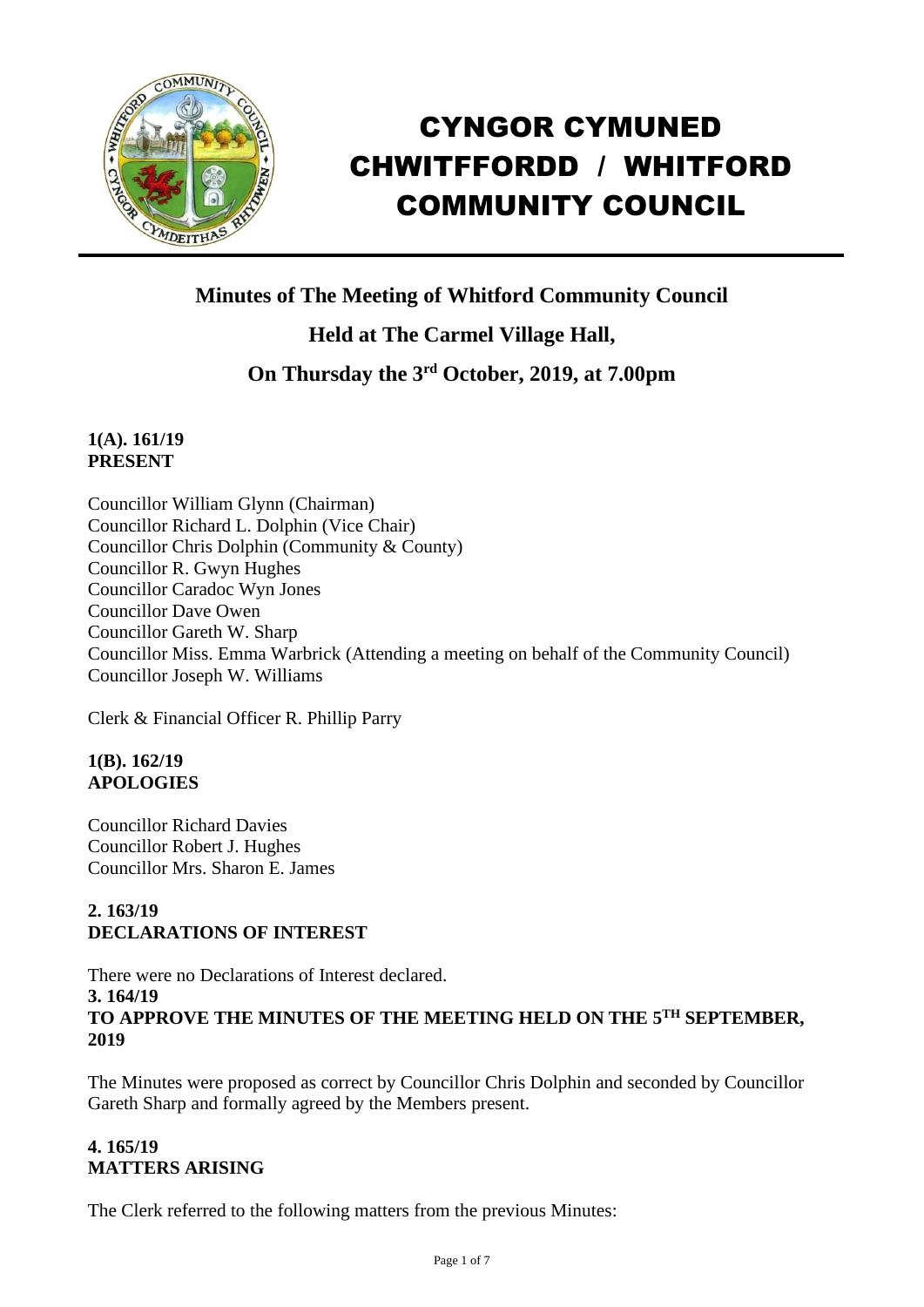# CYNGOR CYMUNED CHWITFFORDD / WHITFORD COMMUNITY COUNCIL

## Minutes of The Meeting of Whitford Community Council

## Held at The Carmel Village Hall,

## On Thursday the 3rd October, 2019, at 7.00pm

**1(A). 161/19**
**PRESENT**

Councillor William Glynn (Chairman)
Councillor Richard L. Dolphin (Vice Chair)
Councillor Chris Dolphin (Community & County)
Councillor R. Gwyn Hughes
Councillor Caradoc Wyn Jones
Councillor Dave Owen
Councillor Gareth W. Sharp
Councillor Miss. Emma Warbrick (Attending a meeting on behalf of the Community Council)
Councillor Joseph W. Williams

Clerk & Financial Officer R. Phillip Parry

**1(B). 162/19**
**APOLOGIES**

Councillor Richard Davies
Councillor Robert J. Hughes
Councillor Mrs. Sharon E. James

**2. 163/19**
**DECLARATIONS OF INTEREST**

There were no Declarations of Interest declared.

**3. 164/19**
**TO APPROVE THE MINUTES OF THE MEETING HELD ON THE 5TH SEPTEMBER, 2019**

The Minutes were proposed as correct by Councillor Chris Dolphin and seconded by Councillor Gareth Sharp and formally agreed by the Members present.

**4. 165/19**
**MATTERS ARISING**

The Clerk referred to the following matters from the previous Minutes: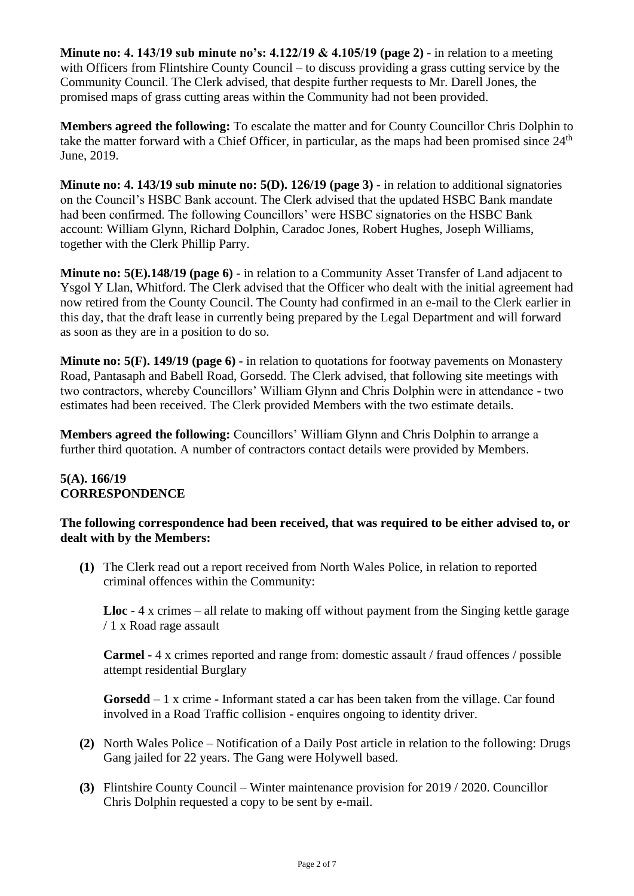**Minute no: 4. 143/19 sub minute no's: 4.122/19 & 4.105/19 (page 2)** - in relation to a meeting with Officers from Flintshire County Council – to discuss providing a grass cutting service by the Community Council. The Clerk advised, that despite further requests to Mr. Darell Jones, the promised maps of grass cutting areas within the Community had not been provided.

**Members agreed the following:** To escalate the matter and for County Councillor Chris Dolphin to take the matter forward with a Chief Officer, in particular, as the maps had been promised since 24th June, 2019.

**Minute no: 4. 143/19 sub minute no: 5(D). 126/19 (page 3)** - in relation to additional signatories on the Council's HSBC Bank account. The Clerk advised that the updated HSBC Bank mandate had been confirmed. The following Councillors' were HSBC signatories on the HSBC Bank account: William Glynn, Richard Dolphin, Caradoc Jones, Robert Hughes, Joseph Williams, together with the Clerk Phillip Parry.

**Minute no: 5(E).148/19 (page 6)** - in relation to a Community Asset Transfer of Land adjacent to Ysgol Y Llan, Whitford. The Clerk advised that the Officer who dealt with the initial agreement had now retired from the County Council. The County had confirmed in an e-mail to the Clerk earlier in this day, that the draft lease in currently being prepared by the Legal Department and will forward as soon as they are in a position to do so.

**Minute no: 5(F). 149/19 (page 6)** - in relation to quotations for footway pavements on Monastery Road, Pantasaph and Babell Road, Gorsedd. The Clerk advised, that following site meetings with two contractors, whereby Councillors' William Glynn and Chris Dolphin were in attendance - two estimates had been received. The Clerk provided Members with the two estimate details.

**Members agreed the following:** Councillors' William Glynn and Chris Dolphin to arrange a further third quotation. A number of contractors contact details were provided by Members.

**5(A). 166/19**
**CORRESPONDENCE**

**The following correspondence had been received, that was required to be either advised to, or dealt with by the Members:**

**(1)** The Clerk read out a report received from North Wales Police, in relation to reported criminal offences within the Community:

**Lloc** - 4 x crimes – all relate to making off without payment from the Singing kettle garage / 1 x Road rage assault

**Carmel** - 4 x crimes reported and range from: domestic assault / fraud offences / possible attempt residential Burglary

**Gorsedd** – 1 x crime - Informant stated a car has been taken from the village. Car found involved in a Road Traffic collision - enquires ongoing to identity driver.

**(2)** North Wales Police – Notification of a Daily Post article in relation to the following: Drugs Gang jailed for 22 years. The Gang were Holywell based.

**(3)** Flintshire County Council – Winter maintenance provision for 2019 / 2020. Councillor Chris Dolphin requested a copy to be sent by e-mail.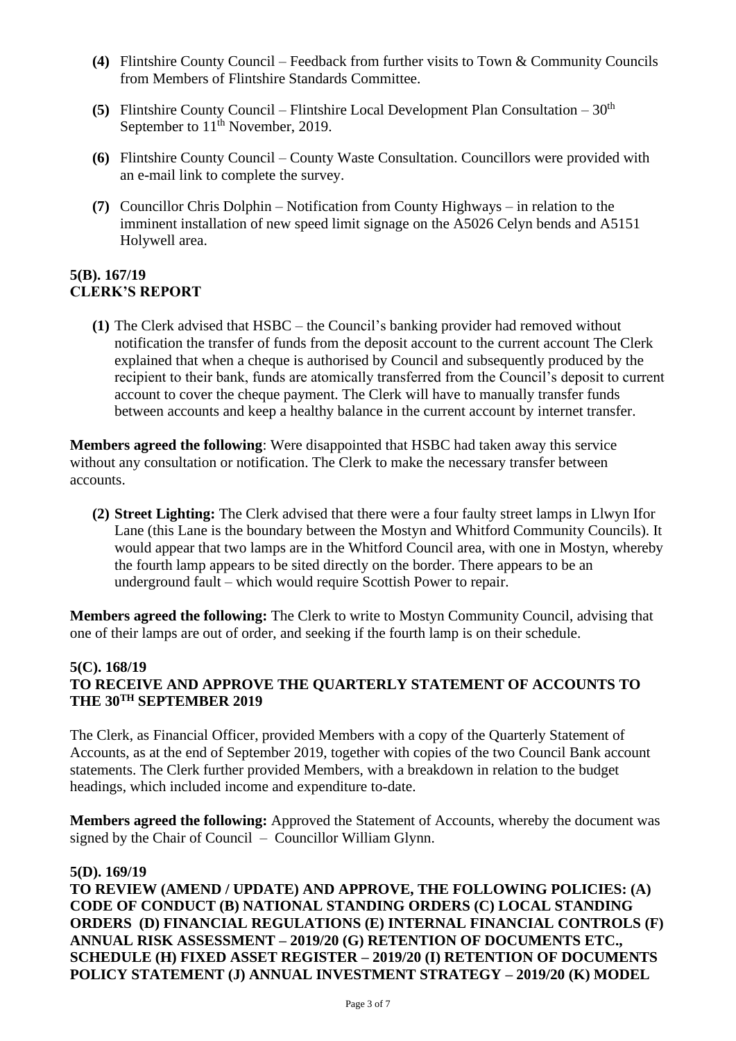**(4)** Flintshire County Council – Feedback from further visits to Town & Community Councils from Members of Flintshire Standards Committee.

**(5)** Flintshire County Council – Flintshire Local Development Plan Consultation – 30th September to 11th November, 2019.

**(6)** Flintshire County Council – County Waste Consultation. Councillors were provided with an e-mail link to complete the survey.

**(7)** Councillor Chris Dolphin – Notification from County Highways – in relation to the imminent installation of new speed limit signage on the A5026 Celyn bends and A5151 Holywell area.

**5(B). 167/19**
**CLERK'S REPORT**

**(1)** The Clerk advised that HSBC – the Council's banking provider had removed without notification the transfer of funds from the deposit account to the current account The Clerk explained that when a cheque is authorised by Council and subsequently produced by the recipient to their bank, funds are atomically transferred from the Council's deposit to current account to cover the cheque payment. The Clerk will have to manually transfer funds between accounts and keep a healthy balance in the current account by internet transfer.

**Members agreed the following**: Were disappointed that HSBC had taken away this service without any consultation or notification. The Clerk to make the necessary transfer between accounts.

**(2) Street Lighting:** The Clerk advised that there were a four faulty street lamps in Llwyn Ifor Lane (this Lane is the boundary between the Mostyn and Whitford Community Councils). It would appear that two lamps are in the Whitford Council area, with one in Mostyn, whereby the fourth lamp appears to be sited directly on the border. There appears to be an underground fault – which would require Scottish Power to repair.

**Members agreed the following:** The Clerk to write to Mostyn Community Council, advising that one of their lamps are out of order, and seeking if the fourth lamp is on their schedule.

**5(C). 168/19**
**TO RECEIVE AND APPROVE THE QUARTERLY STATEMENT OF ACCOUNTS TO THE 30TH SEPTEMBER 2019**

The Clerk, as Financial Officer, provided Members with a copy of the Quarterly Statement of Accounts, as at the end of September 2019, together with copies of the two Council Bank account statements. The Clerk further provided Members, with a breakdown in relation to the budget headings, which included income and expenditure to-date.

**Members agreed the following:** Approved the Statement of Accounts, whereby the document was signed by the Chair of Council – Councillor William Glynn.

**5(D). 169/19**
**TO REVIEW (AMEND / UPDATE) AND APPROVE, THE FOLLOWING POLICIES: (A) CODE OF CONDUCT (B) NATIONAL STANDING ORDERS (C) LOCAL STANDING ORDERS (D) FINANCIAL REGULATIONS (E) INTERNAL FINANCIAL CONTROLS (F) ANNUAL RISK ASSESSMENT – 2019/20 (G) RETENTION OF DOCUMENTS ETC., SCHEDULE (H) FIXED ASSET REGISTER – 2019/20 (I) RETENTION OF DOCUMENTS POLICY STATEMENT (J) ANNUAL INVESTMENT STRATEGY – 2019/20 (K) MODEL**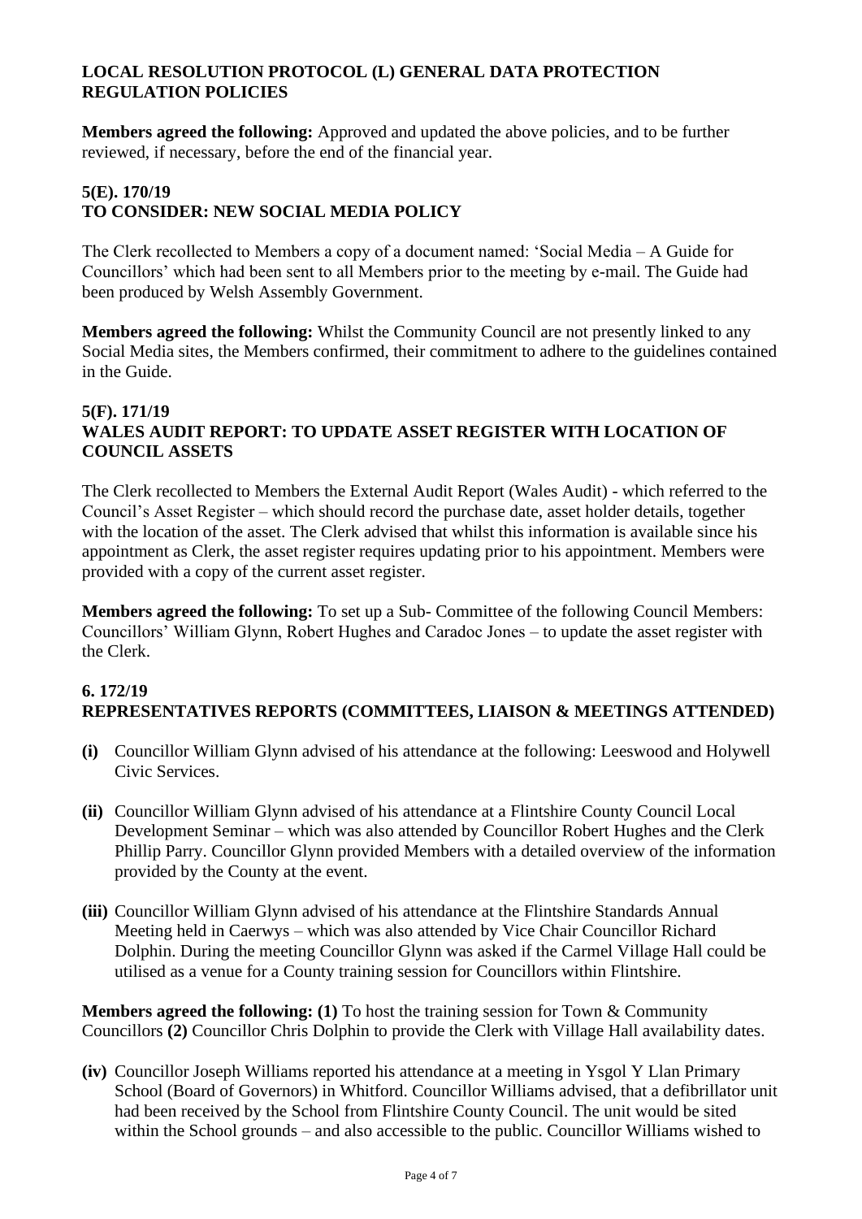**LOCAL RESOLUTION PROTOCOL (L) GENERAL DATA PROTECTION REGULATION POLICIES**

**Members agreed the following:** Approved and updated the above policies, and to be further reviewed, if necessary, before the end of the financial year.

**5(E). 170/19**
**TO CONSIDER: NEW SOCIAL MEDIA POLICY**

The Clerk recollected to Members a copy of a document named: 'Social Media – A Guide for Councillors' which had been sent to all Members prior to the meeting by e-mail. The Guide had been produced by Welsh Assembly Government.

**Members agreed the following:** Whilst the Community Council are not presently linked to any Social Media sites, the Members confirmed, their commitment to adhere to the guidelines contained in the Guide.

**5(F). 171/19**
**WALES AUDIT REPORT: TO UPDATE ASSET REGISTER WITH LOCATION OF COUNCIL ASSETS**

The Clerk recollected to Members the External Audit Report (Wales Audit) - which referred to the Council's Asset Register – which should record the purchase date, asset holder details, together with the location of the asset. The Clerk advised that whilst this information is available since his appointment as Clerk, the asset register requires updating prior to his appointment. Members were provided with a copy of the current asset register.

**Members agreed the following:** To set up a Sub- Committee of the following Council Members: Councillors' William Glynn, Robert Hughes and Caradoc Jones – to update the asset register with the Clerk.

**6. 172/19**
**REPRESENTATIVES REPORTS (COMMITTEES, LIAISON & MEETINGS ATTENDED)**

**(i)** Councillor William Glynn advised of his attendance at the following: Leeswood and Holywell Civic Services.

**(ii)** Councillor William Glynn advised of his attendance at a Flintshire County Council Local Development Seminar – which was also attended by Councillor Robert Hughes and the Clerk Phillip Parry. Councillor Glynn provided Members with a detailed overview of the information provided by the County at the event.

**(iii)** Councillor William Glynn advised of his attendance at the Flintshire Standards Annual Meeting held in Caerwys – which was also attended by Vice Chair Councillor Richard Dolphin. During the meeting Councillor Glynn was asked if the Carmel Village Hall could be utilised as a venue for a County training session for Councillors within Flintshire.

**Members agreed the following: (1)** To host the training session for Town & Community Councillors **(2)** Councillor Chris Dolphin to provide the Clerk with Village Hall availability dates.

**(iv)** Councillor Joseph Williams reported his attendance at a meeting in Ysgol Y Llan Primary School (Board of Governors) in Whitford. Councillor Williams advised, that a defibrillator unit had been received by the School from Flintshire County Council. The unit would be sited within the School grounds – and also accessible to the public. Councillor Williams wished to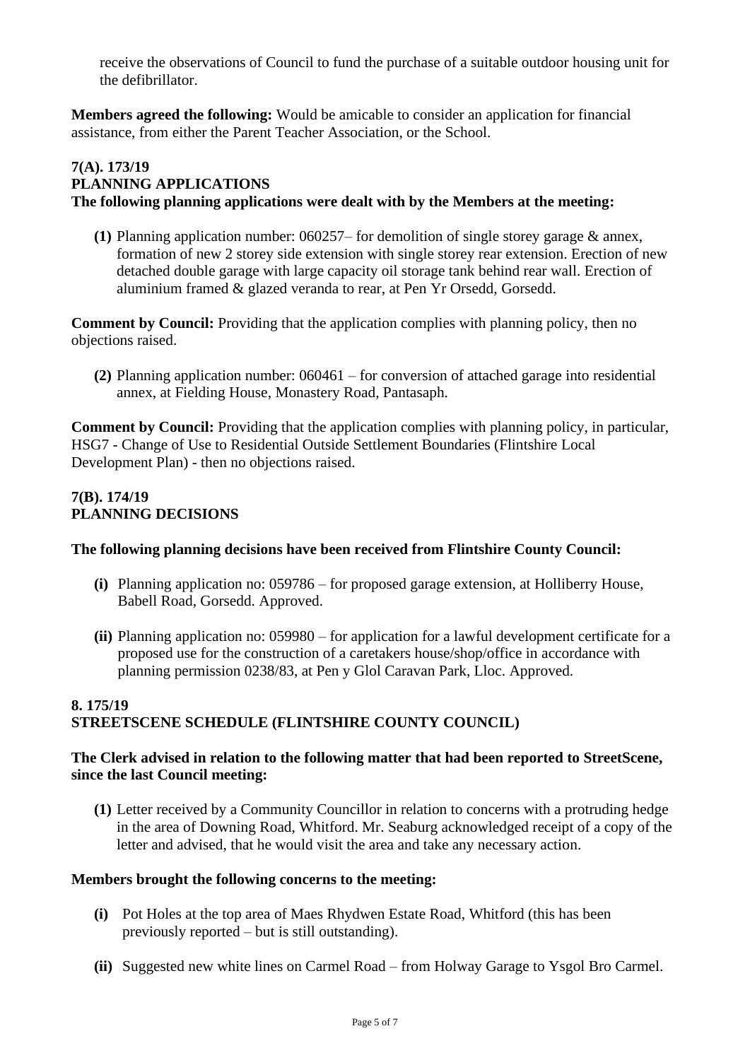receive the observations of Council to fund the purchase of a suitable outdoor housing unit for the defibrillator.

**Members agreed the following:** Would be amicable to consider an application for financial assistance, from either the Parent Teacher Association, or the School.

**7(A). 173/19**
**PLANNING APPLICATIONS**
**The following planning applications were dealt with by the Members at the meeting:**

**(1)** Planning application number: 060257– for demolition of single storey garage & annex, formation of new 2 storey side extension with single storey rear extension. Erection of new detached double garage with large capacity oil storage tank behind rear wall. Erection of aluminium framed & glazed veranda to rear, at Pen Yr Orsedd, Gorsedd.

**Comment by Council:** Providing that the application complies with planning policy, then no objections raised.

**(2)** Planning application number: 060461 – for conversion of attached garage into residential annex, at Fielding House, Monastery Road, Pantasaph.

**Comment by Council:** Providing that the application complies with planning policy, in particular, HSG7 - Change of Use to Residential Outside Settlement Boundaries (Flintshire Local Development Plan) - then no objections raised.

**7(B). 174/19**
**PLANNING DECISIONS**

**The following planning decisions have been received from Flintshire County Council:**

**(i)** Planning application no: 059786 – for proposed garage extension, at Holliberry House, Babell Road, Gorsedd. Approved.

**(ii)** Planning application no: 059980 – for application for a lawful development certificate for a proposed use for the construction of a caretakers house/shop/office in accordance with planning permission 0238/83, at Pen y Glol Caravan Park, Lloc. Approved.

**8. 175/19**
**STREETSCENE SCHEDULE (FLINTSHIRE COUNTY COUNCIL)**

**The Clerk advised in relation to the following matter that had been reported to StreetScene, since the last Council meeting:**

**(1)** Letter received by a Community Councillor in relation to concerns with a protruding hedge in the area of Downing Road, Whitford. Mr. Seaburg acknowledged receipt of a copy of the letter and advised, that he would visit the area and take any necessary action.

**Members brought the following concerns to the meeting:**

**(i)** Pot Holes at the top area of Maes Rhydwen Estate Road, Whitford (this has been previously reported – but is still outstanding).

**(ii)** Suggested new white lines on Carmel Road – from Holway Garage to Ysgol Bro Carmel.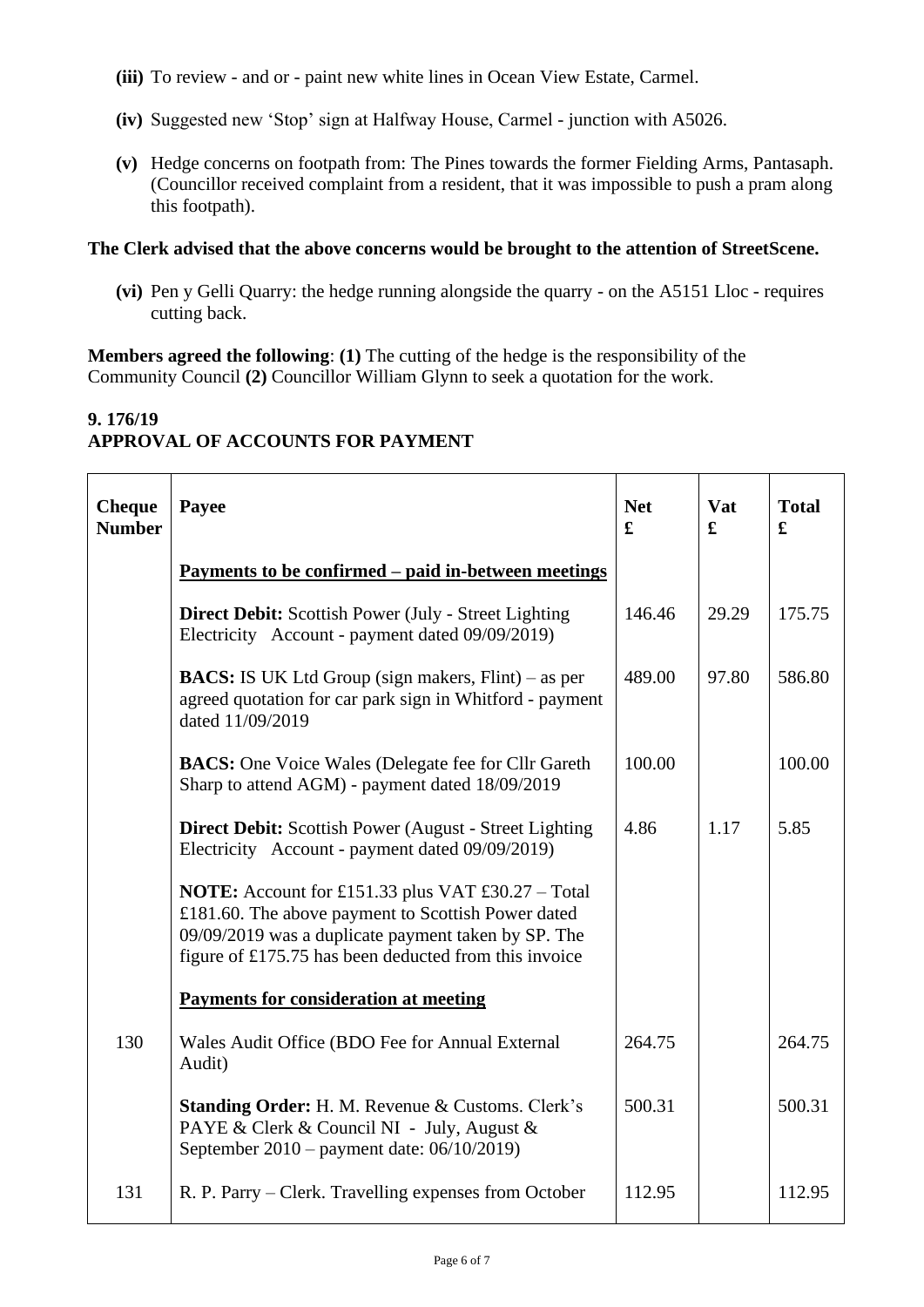**(iii)** To review - and or - paint new white lines in Ocean View Estate, Carmel.

**(iv)** Suggested new 'Stop' sign at Halfway House, Carmel - junction with A5026.

**(v)** Hedge concerns on footpath from: The Pines towards the former Fielding Arms, Pantasaph. (Councillor received complaint from a resident, that it was impossible to push a pram along this footpath).

**The Clerk advised that the above concerns would be brought to the attention of StreetScene.**

**(vi)** Pen y Gelli Quarry: the hedge running alongside the quarry - on the A5151 Lloc - requires cutting back.

**Members agreed the following**: **(1)** The cutting of the hedge is the responsibility of the Community Council **(2)** Councillor William Glynn to seek a quotation for the work.

## 9. 176/19
## APPROVAL OF ACCOUNTS FOR PAYMENT

| Cheque Number | Payee | Net £ | Vat £ | Total £ |
|---|---|---|---|---|
| | **Payments to be confirmed – paid in-between meetings** | | | |
| | **Direct Debit:** Scottish Power (July - Street Lighting Electricity Account - payment dated 09/09/2019) | 146.46 | 29.29 | 175.75 |
| | **BACS:** IS UK Ltd Group (sign makers, Flint) – as per agreed quotation for car park sign in Whitford - payment dated 11/09/2019 | 489.00 | 97.80 | 586.80 |
| | **BACS:** One Voice Wales (Delegate fee for Cllr Gareth Sharp to attend AGM) - payment dated 18/09/2019 | 100.00 | | 100.00 |
| | **Direct Debit:** Scottish Power (August - Street Lighting Electricity Account - payment dated 09/09/2019) | 4.86 | 1.17 | 5.85 |
| | **NOTE:** Account for £151.33 plus VAT £30.27 – Total £181.60. The above payment to Scottish Power dated 09/09/2019 was a duplicate payment taken by SP. The figure of £175.75 has been deducted from this invoice | | | |
| | **Payments for consideration at meeting** | | | |
| 130 | Wales Audit Office (BDO Fee for Annual External Audit) | 264.75 | | 264.75 |
| | **Standing Order:** H. M. Revenue & Customs. Clerk's PAYE & Clerk & Council NI - July, August & September 2010 – payment date: 06/10/2019) | 500.31 | | 500.31 |
| 131 | R. P. Parry – Clerk. Travelling expenses from October | 112.95 | | 112.95 |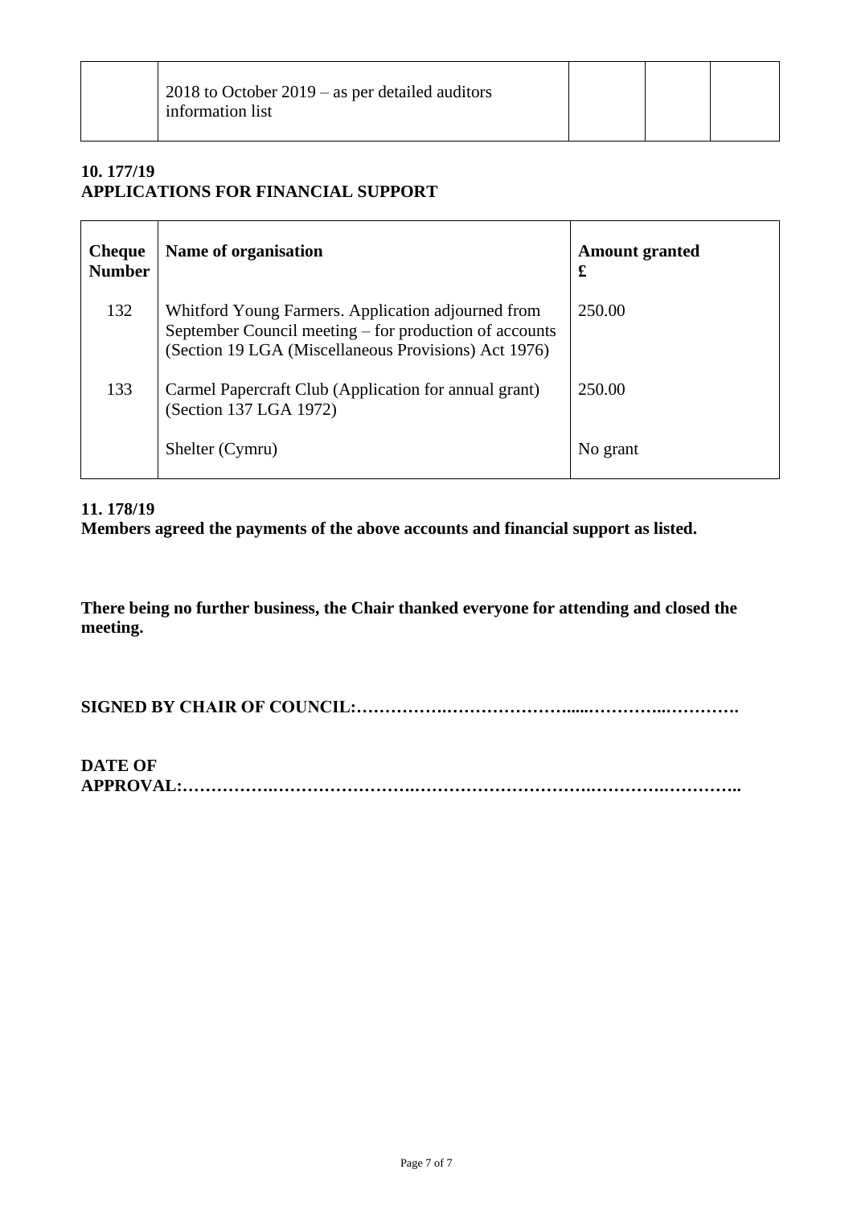| | | | | |
|---|---|---|---|---|
| | 2018 to October 2019 – as per detailed auditors information list | | | |

**10. 177/19**
**APPLICATIONS FOR FINANCIAL SUPPORT**

| Cheque Number | Name of organisation | Amount granted £ |
|---|---|---|
| 132 | Whitford Young Farmers. Application adjourned from September Council meeting – for production of accounts (Section 19 LGA (Miscellaneous Provisions) Act 1976) | 250.00 |
| 133 | Carmel Papercraft Club (Application for annual grant) (Section 137 LGA 1972) | 250.00 |
| | Shelter (Cymru) | No grant |

**11. 178/19**
**Members agreed the payments of the above accounts and financial support as listed.**

**There being no further business, the Chair thanked everyone for attending and closed the meeting.**

**SIGNED BY CHAIR OF COUNCIL:…………….…………………......…………..………….**

**DATE OF APPROVAL:…………….…………………….………………………….………….…………..**